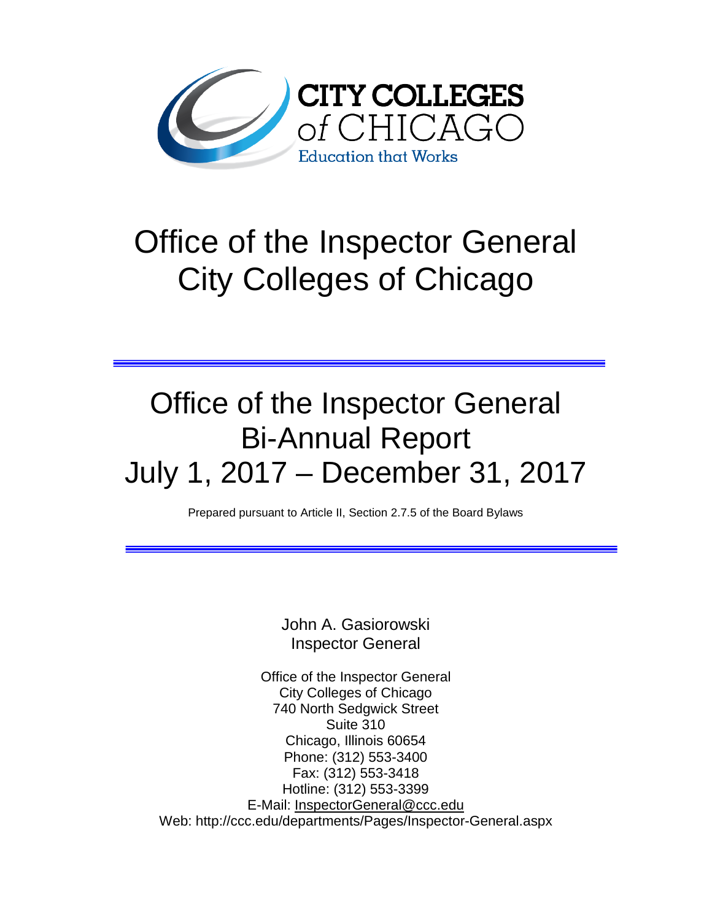CITY COLLEGES of CHICAGO

Education that Works

# Office of the Inspector General
# City Colleges of Chicago

---

## Office of the Inspector General
## Bi-Annual Report
## July 1, 2017 – December 31, 2017

Prepared pursuant to Article II, Section 2.7.5 of the Board Bylaws

---

John A. Gasiorowski
Inspector General

Office of the Inspector General
City Colleges of Chicago
740 North Sedgwick Street
Suite 310
Chicago, Illinois 60654
Phone: (312) 553-3400
Fax: (312) 553-3418
Hotline: (312) 553-3399
E-Mail: InspectorGeneral@ccc.edu
Web: http://ccc.edu/departments/Pages/Inspector-General.aspx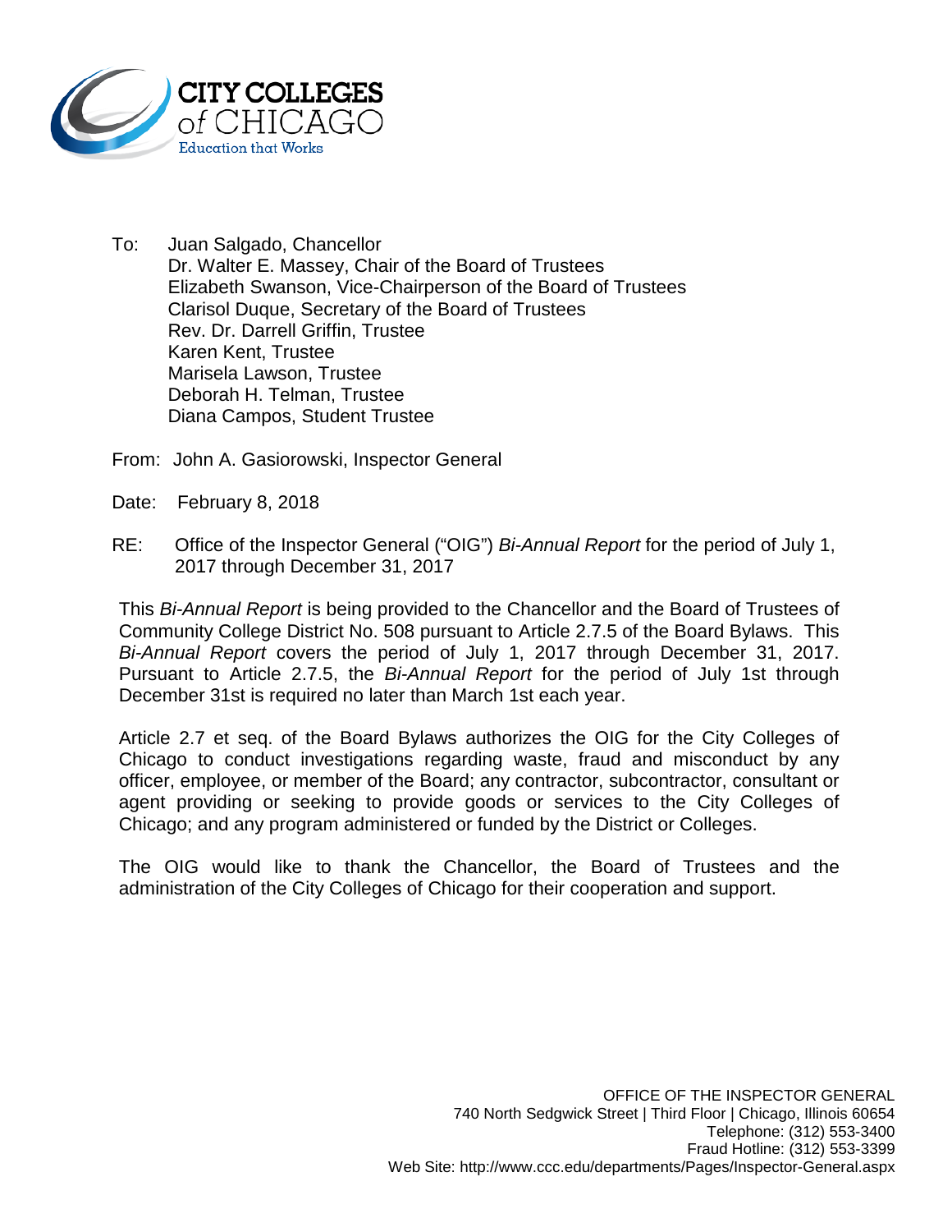CITY COLLEGES of CHICAGO
Education that Works

To: Juan Salgado, Chancellor
Dr. Walter E. Massey, Chair of the Board of Trustees
Elizabeth Swanson, Vice-Chairperson of the Board of Trustees
Clarisol Duque, Secretary of the Board of Trustees
Rev. Dr. Darrell Griffin, Trustee
Karen Kent, Trustee
Marisela Lawson, Trustee
Deborah H. Telman, Trustee
Diana Campos, Student Trustee

From: John A. Gasiorowski, Inspector General

Date: February 8, 2018

RE: Office of the Inspector General ("OIG") *Bi-Annual Report* for the period of July 1, 2017 through December 31, 2017

This *Bi-Annual Report* is being provided to the Chancellor and the Board of Trustees of Community College District No. 508 pursuant to Article 2.7.5 of the Board Bylaws. This *Bi-Annual Report* covers the period of July 1, 2017 through December 31, 2017. Pursuant to Article 2.7.5, the *Bi-Annual Report* for the period of July 1st through December 31st is required no later than March 1st each year.

Article 2.7 et seq. of the Board Bylaws authorizes the OIG for the City Colleges of Chicago to conduct investigations regarding waste, fraud and misconduct by any officer, employee, or member of the Board; any contractor, subcontractor, consultant or agent providing or seeking to provide goods or services to the City Colleges of Chicago; and any program administered or funded by the District or Colleges.

The OIG would like to thank the Chancellor, the Board of Trustees and the administration of the City Colleges of Chicago for their cooperation and support.

OFFICE OF THE INSPECTOR GENERAL
740 North Sedgwick Street | Third Floor | Chicago, Illinois 60654
Telephone: (312) 553-3400
Fraud Hotline: (312) 553-3399
Web Site: http://www.ccc.edu/departments/Pages/Inspector-General.aspx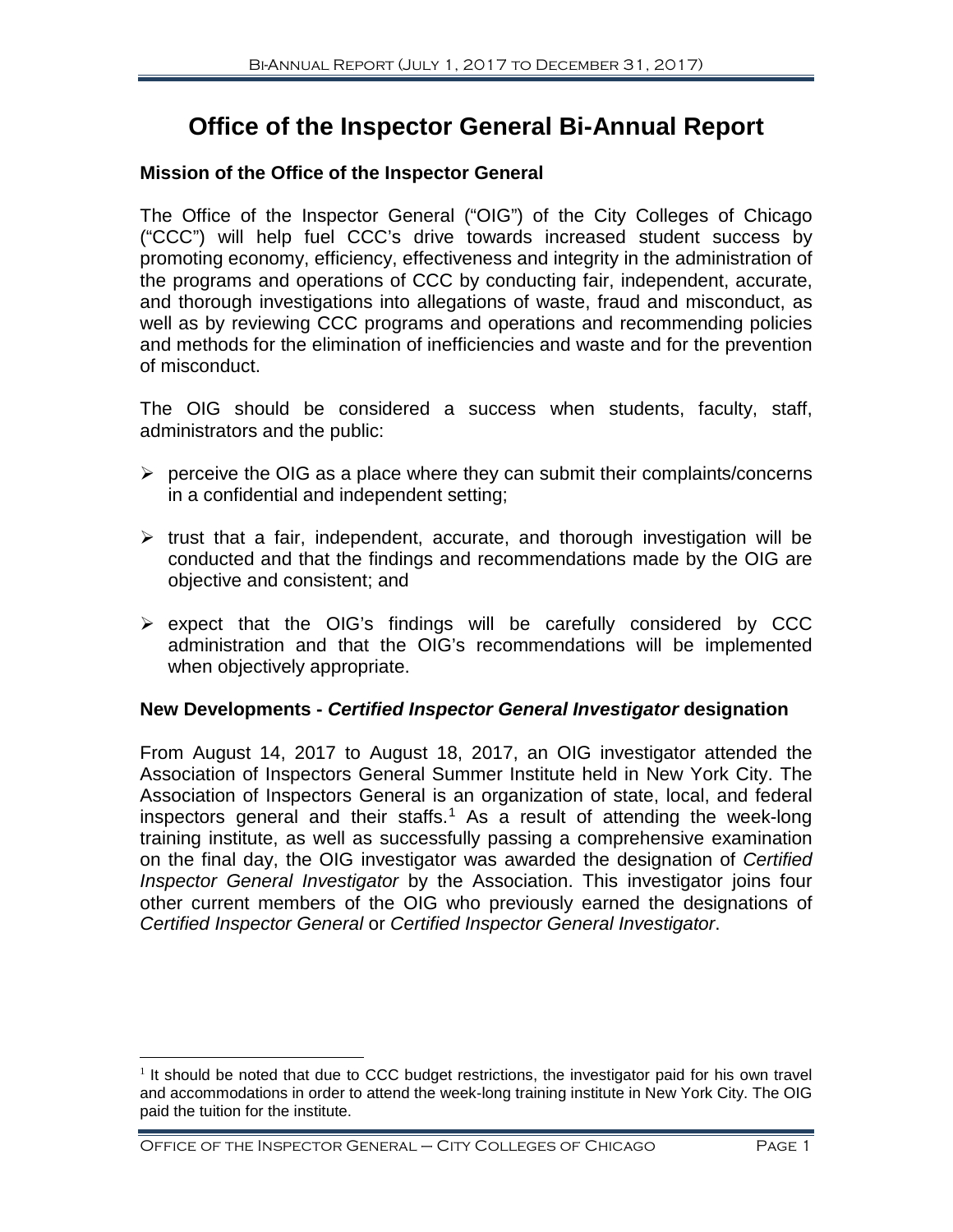# Office of the Inspector General Bi-Annual Report

## Mission of the Office of the Inspector General

The Office of the Inspector General ("OIG") of the City Colleges of Chicago ("CCC") will help fuel CCC's drive towards increased student success by promoting economy, efficiency, effectiveness and integrity in the administration of the programs and operations of CCC by conducting fair, independent, accurate, and thorough investigations into allegations of waste, fraud and misconduct, as well as by reviewing CCC programs and operations and recommending policies and methods for the elimination of inefficiencies and waste and for the prevention of misconduct.

The OIG should be considered a success when students, faculty, staff, administrators and the public:

- perceive the OIG as a place where they can submit their complaints/concerns in a confidential and independent setting;
- trust that a fair, independent, accurate, and thorough investigation will be conducted and that the findings and recommendations made by the OIG are objective and consistent; and
- expect that the OIG's findings will be carefully considered by CCC administration and that the OIG's recommendations will be implemented when objectively appropriate.

## New Developments - *Certified Inspector General Investigator* designation

From August 14, 2017 to August 18, 2017, an OIG investigator attended the Association of Inspectors General Summer Institute held in New York City. The Association of Inspectors General is an organization of state, local, and federal inspectors general and their staffs.[1] As a result of attending the week-long training institute, as well as successfully passing a comprehensive examination on the final day, the OIG investigator was awarded the designation of *Certified Inspector General Investigator* by the Association. This investigator joins four other current members of the OIG who previously earned the designations of *Certified Inspector General* or *Certified Inspector General Investigator*.

[1] It should be noted that due to CCC budget restrictions, the investigator paid for his own travel and accommodations in order to attend the week-long training institute in New York City. The OIG paid the tuition for the institute.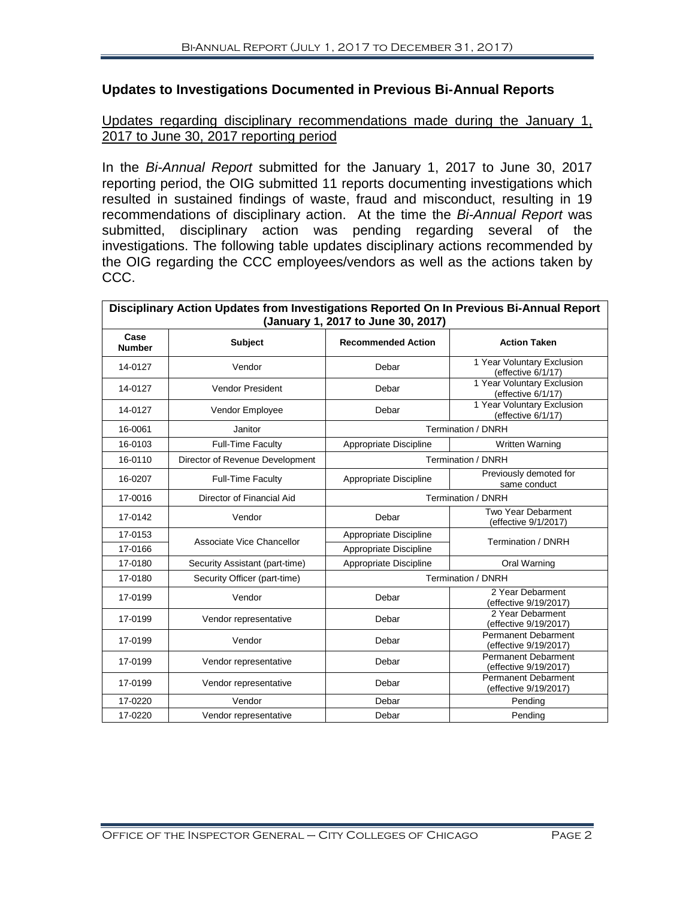## Updates to Investigations Documented in Previous Bi-Annual Reports

Updates regarding disciplinary recommendations made during the January 1, 2017 to June 30, 2017 reporting period

In the *Bi-Annual Report* submitted for the January 1, 2017 to June 30, 2017 reporting period, the OIG submitted 11 reports documenting investigations which resulted in sustained findings of waste, fraud and misconduct, resulting in 19 recommendations of disciplinary action. At the time the *Bi-Annual Report* was submitted, disciplinary action was pending regarding several of the investigations. The following table updates disciplinary actions recommended by the OIG regarding the CCC employees/vendors as well as the actions taken by CCC.

| **Disciplinary Action Updates from Investigations Reported On In Previous Bi-Annual Report (January 1, 2017 to June 30, 2017)** | | | |
|---|---|---|---|
| **Case Number** | **Subject** | **Recommended Action** | **Action Taken** |
| 14-0127 | Vendor | Debar | 1 Year Voluntary Exclusion (effective 6/1/17) |
| 14-0127 | Vendor President | Debar | 1 Year Voluntary Exclusion (effective 6/1/17) |
| 14-0127 | Vendor Employee | Debar | 1 Year Voluntary Exclusion (effective 6/1/17) |
| 16-0061 | Janitor | Termination / DNRH | |
| 16-0103 | Full-Time Faculty | Appropriate Discipline | Written Warning |
| 16-0110 | Director of Revenue Development | Termination / DNRH | |
| 16-0207 | Full-Time Faculty | Appropriate Discipline | Previously demoted for same conduct |
| 17-0016 | Director of Financial Aid | Termination / DNRH | |
| 17-0142 | Vendor | Debar | Two Year Debarment (effective 9/1/2017) |
| 17-0153 | Associate Vice Chancellor | Appropriate Discipline | Termination / DNRH |
| 17-0166 | | Appropriate Discipline | |
| 17-0180 | Security Assistant (part-time) | Appropriate Discipline | Oral Warning |
| 17-0180 | Security Officer (part-time) | Termination / DNRH | |
| 17-0199 | Vendor | Debar | 2 Year Debarment (effective 9/19/2017) |
| 17-0199 | Vendor representative | Debar | 2 Year Debarment (effective 9/19/2017) |
| 17-0199 | Vendor | Debar | Permanent Debarment (effective 9/19/2017) |
| 17-0199 | Vendor representative | Debar | Permanent Debarment (effective 9/19/2017) |
| 17-0199 | Vendor representative | Debar | Permanent Debarment (effective 9/19/2017) |
| 17-0220 | Vendor | Debar | Pending |
| 17-0220 | Vendor representative | Debar | Pending |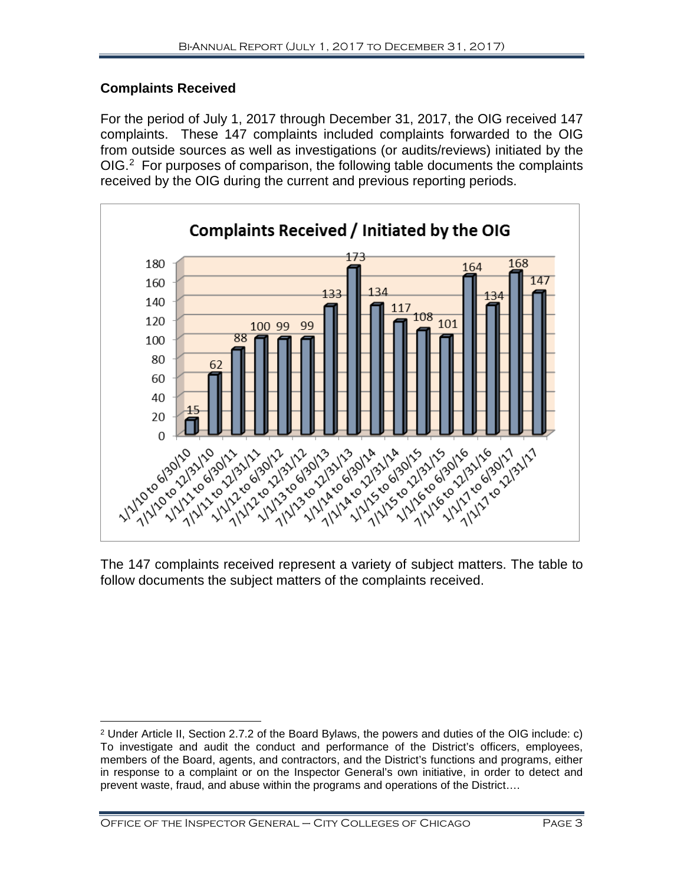## Complaints Received

For the period of July 1, 2017 through December 31, 2017, the OIG received 147 complaints. These 147 complaints included complaints forwarded to the OIG from outside sources as well as investigations (or audits/reviews) initiated by the OIG.[2] For purposes of comparison, the following table documents the complaints received by the OIG during the current and previous reporting periods.

**Complaints Received / Initiated by the OIG**

| Period | Complaints |
|---|---|
| 1/1/10 to 6/30/10 | 15 |
| 7/1/10 to 12/31/10 | 62 |
| 1/1/11 to 6/30/11 | 88 |
| 7/1/11 to 12/31/11 | 100 |
| 1/1/12 to 6/30/12 | 99 |
| 7/1/12 to 12/31/12 | 99 |
| 1/1/13 to 6/30/13 | 133 |
| 7/1/13 to 12/31/13 | 173 |
| 1/1/14 to 6/30/14 | 134 |
| 7/1/14 to 12/31/14 | 117 |
| 1/1/15 to 6/30/15 | 108 |
| 7/1/15 to 12/31/15 | 101 |
| 1/1/16 to 6/30/16 | 164 |
| 7/1/16 to 12/31/16 | 134 |
| 1/1/17 to 6/30/17 | 168 |
| 7/1/17 to 12/31/17 | 147 |

The 147 complaints received represent a variety of subject matters. The table to follow documents the subject matters of the complaints received.

[2] Under Article II, Section 2.7.2 of the Board Bylaws, the powers and duties of the OIG include: c) To investigate and audit the conduct and performance of the District's officers, employees, members of the Board, agents, and contractors, and the District's functions and programs, either in response to a complaint or on the Inspector General's own initiative, in order to detect and prevent waste, fraud, and abuse within the programs and operations of the District….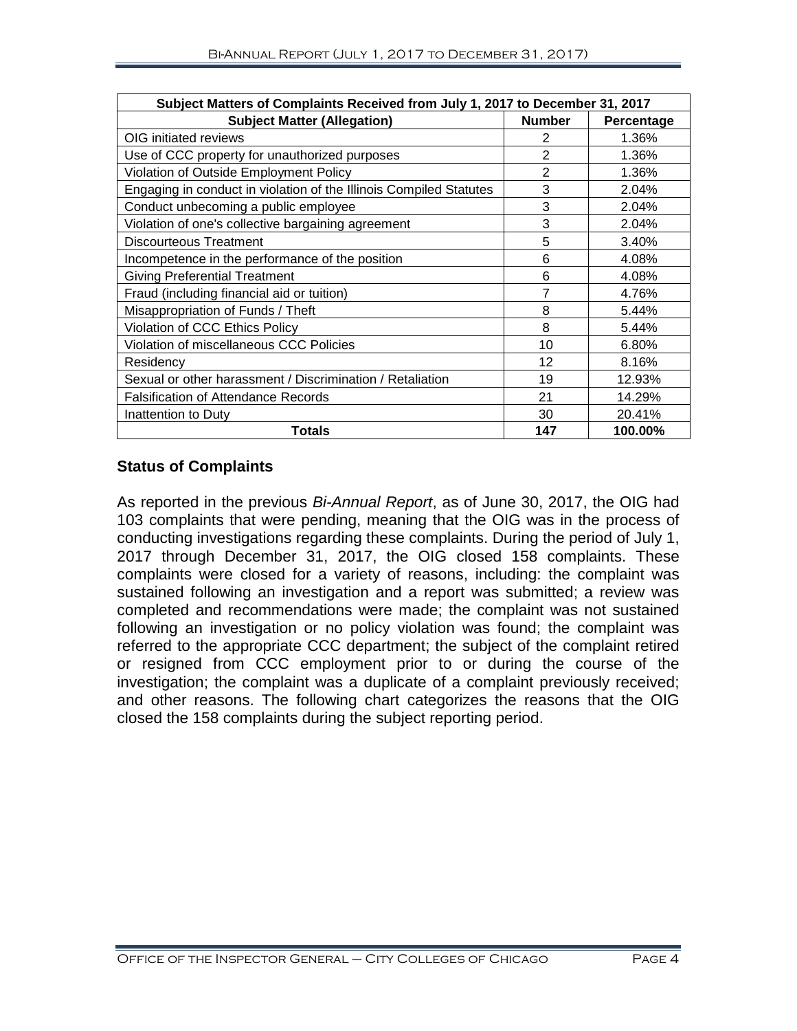| Subject Matters of Complaints Received from July 1, 2017 to December 31, 2017 | | |
|---|---|---|
| **Subject Matter (Allegation)** | **Number** | **Percentage** |
| OIG initiated reviews | 2 | 1.36% |
| Use of CCC property for unauthorized purposes | 2 | 1.36% |
| Violation of Outside Employment Policy | 2 | 1.36% |
| Engaging in conduct in violation of the Illinois Compiled Statutes | 3 | 2.04% |
| Conduct unbecoming a public employee | 3 | 2.04% |
| Violation of one's collective bargaining agreement | 3 | 2.04% |
| Discourteous Treatment | 5 | 3.40% |
| Incompetence in the performance of the position | 6 | 4.08% |
| Giving Preferential Treatment | 6 | 4.08% |
| Fraud (including financial aid or tuition) | 7 | 4.76% |
| Misappropriation of Funds / Theft | 8 | 5.44% |
| Violation of CCC Ethics Policy | 8 | 5.44% |
| Violation of miscellaneous CCC Policies | 10 | 6.80% |
| Residency | 12 | 8.16% |
| Sexual or other harassment / Discrimination / Retaliation | 19 | 12.93% |
| Falsification of Attendance Records | 21 | 14.29% |
| Inattention to Duty | 30 | 20.41% |
| **Totals** | **147** | **100.00%** |

## Status of Complaints

As reported in the previous *Bi-Annual Report*, as of June 30, 2017, the OIG had 103 complaints that were pending, meaning that the OIG was in the process of conducting investigations regarding these complaints. During the period of July 1, 2017 through December 31, 2017, the OIG closed 158 complaints. These complaints were closed for a variety of reasons, including: the complaint was sustained following an investigation and a report was submitted; a review was completed and recommendations were made; the complaint was not sustained following an investigation or no policy violation was found; the complaint was referred to the appropriate CCC department; the subject of the complaint retired or resigned from CCC employment prior to or during the course of the investigation; the complaint was a duplicate of a complaint previously received; and other reasons. The following chart categorizes the reasons that the OIG closed the 158 complaints during the subject reporting period.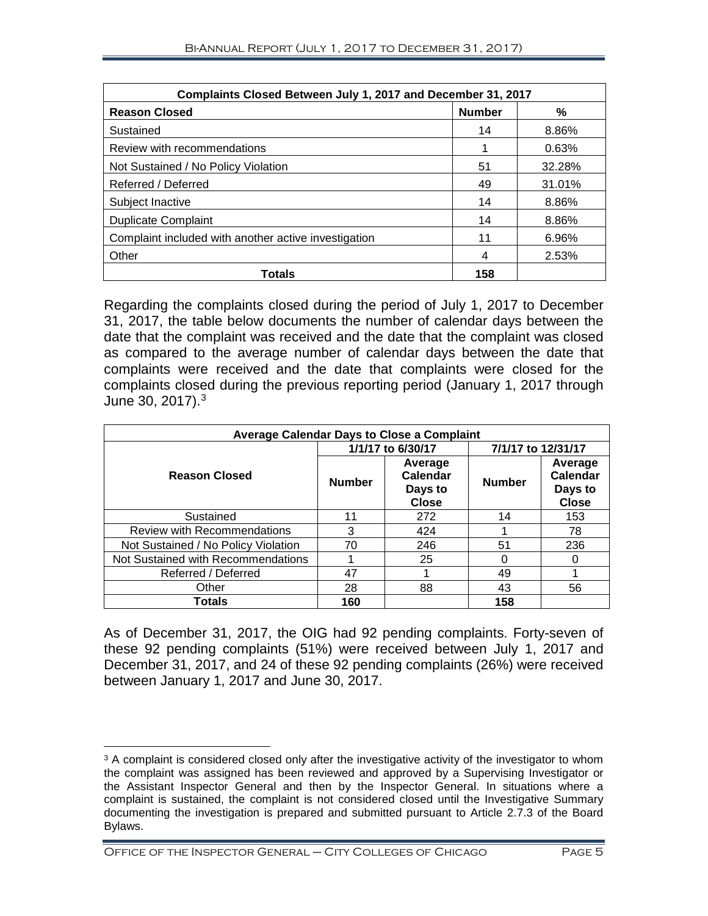| Complaints Closed Between July 1, 2017 and December 31, 2017 | | |
|---|---|---|
| **Reason Closed** | **Number** | **%** |
| Sustained | 14 | 8.86% |
| Review with recommendations | 1 | 0.63% |
| Not Sustained / No Policy Violation | 51 | 32.28% |
| Referred / Deferred | 49 | 31.01% |
| Subject Inactive | 14 | 8.86% |
| Duplicate Complaint | 14 | 8.86% |
| Complaint included with another active investigation | 11 | 6.96% |
| Other | 4 | 2.53% |
| **Totals** | **158** | |

Regarding the complaints closed during the period of July 1, 2017 to December 31, 2017, the table below documents the number of calendar days between the date that the complaint was received and the date that the complaint was closed as compared to the average number of calendar days between the date that complaints were received and the date that complaints were closed for the complaints closed during the previous reporting period (January 1, 2017 through June 30, 2017).[3]

| Average Calendar Days to Close a Complaint | | | | |
|---|---|---|---|---|
| | 1/1/17 to 6/30/17 | | 7/1/17 to 12/31/17 | |
| **Reason Closed** | **Number** | **Average Calendar Days to Close** | **Number** | **Average Calendar Days to Close** |
| Sustained | 11 | 272 | 14 | 153 |
| Review with Recommendations | 3 | 424 | 1 | 78 |
| Not Sustained / No Policy Violation | 70 | 246 | 51 | 236 |
| Not Sustained with Recommendations | 1 | 25 | 0 | 0 |
| Referred / Deferred | 47 | 1 | 49 | 1 |
| Other | 28 | 88 | 43 | 56 |
| **Totals** | **160** | | **158** | |

As of December 31, 2017, the OIG had 92 pending complaints. Forty-seven of these 92 pending complaints (51%) were received between July 1, 2017 and December 31, 2017, and 24 of these 92 pending complaints (26%) were received between January 1, 2017 and June 30, 2017.

[3] A complaint is considered closed only after the investigative activity of the investigator to whom the complaint was assigned has been reviewed and approved by a Supervising Investigator or the Assistant Inspector General and then by the Inspector General. In situations where a complaint is sustained, the complaint is not considered closed until the Investigative Summary documenting the investigation is prepared and submitted pursuant to Article 2.7.3 of the Board Bylaws.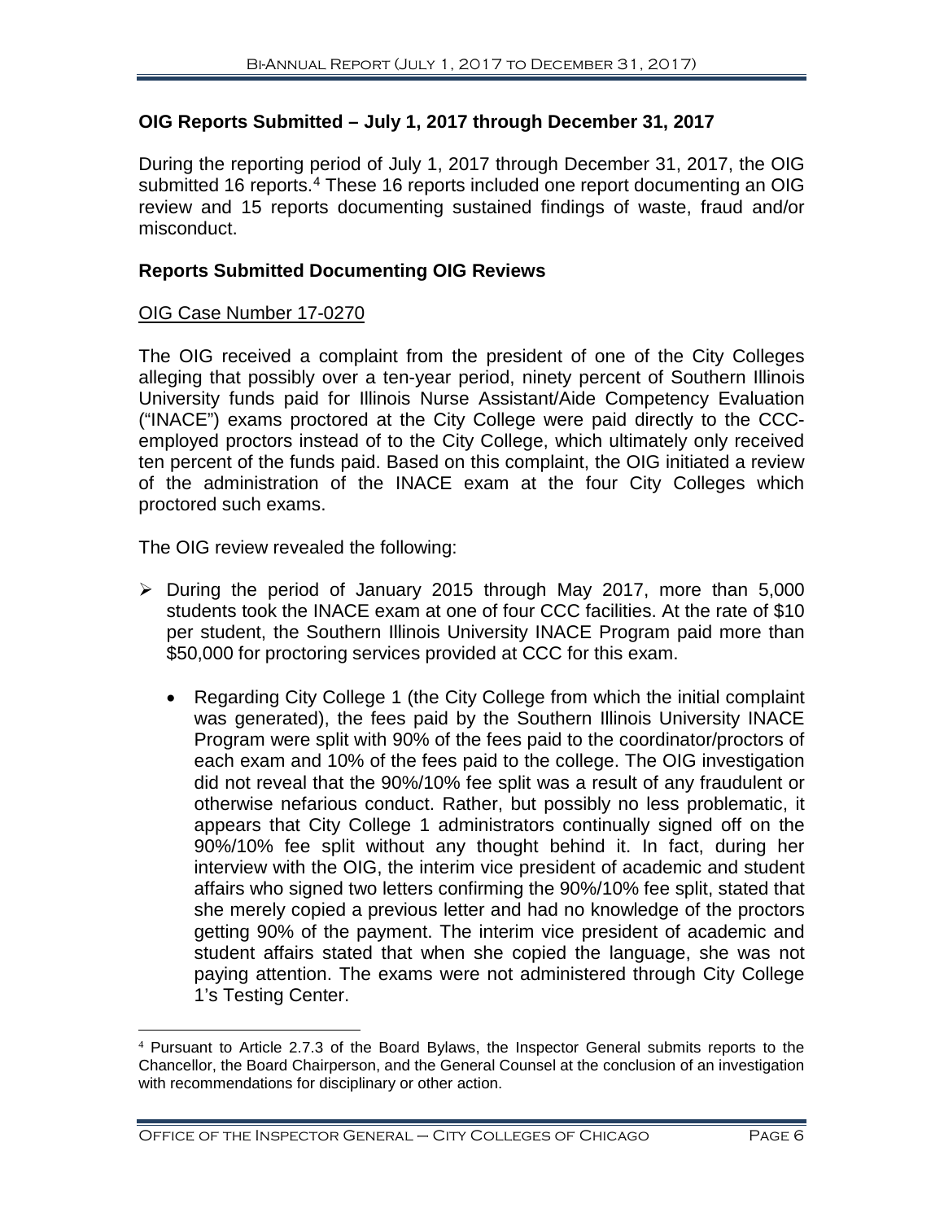## OIG Reports Submitted – July 1, 2017 through December 31, 2017

During the reporting period of July 1, 2017 through December 31, 2017, the OIG submitted 16 reports.[4] These 16 reports included one report documenting an OIG review and 15 reports documenting sustained findings of waste, fraud and/or misconduct.

## Reports Submitted Documenting OIG Reviews

OIG Case Number 17-0270

The OIG received a complaint from the president of one of the City Colleges alleging that possibly over a ten-year period, ninety percent of Southern Illinois University funds paid for Illinois Nurse Assistant/Aide Competency Evaluation ("INACE") exams proctored at the City College were paid directly to the CCC-employed proctors instead of to the City College, which ultimately only received ten percent of the funds paid. Based on this complaint, the OIG initiated a review of the administration of the INACE exam at the four City Colleges which proctored such exams.

The OIG review revealed the following:

- During the period of January 2015 through May 2017, more than 5,000 students took the INACE exam at one of four CCC facilities. At the rate of $10 per student, the Southern Illinois University INACE Program paid more than $50,000 for proctoring services provided at CCC for this exam.
  - Regarding City College 1 (the City College from which the initial complaint was generated), the fees paid by the Southern Illinois University INACE Program were split with 90% of the fees paid to the coordinator/proctors of each exam and 10% of the fees paid to the college. The OIG investigation did not reveal that the 90%/10% fee split was a result of any fraudulent or otherwise nefarious conduct. Rather, but possibly no less problematic, it appears that City College 1 administrators continually signed off on the 90%/10% fee split without any thought behind it. In fact, during her interview with the OIG, the interim vice president of academic and student affairs who signed two letters confirming the 90%/10% fee split, stated that she merely copied a previous letter and had no knowledge of the proctors getting 90% of the payment. The interim vice president of academic and student affairs stated that when she copied the language, she was not paying attention. The exams were not administered through City College 1's Testing Center.

---

[4] Pursuant to Article 2.7.3 of the Board Bylaws, the Inspector General submits reports to the Chancellor, the Board Chairperson, and the General Counsel at the conclusion of an investigation with recommendations for disciplinary or other action.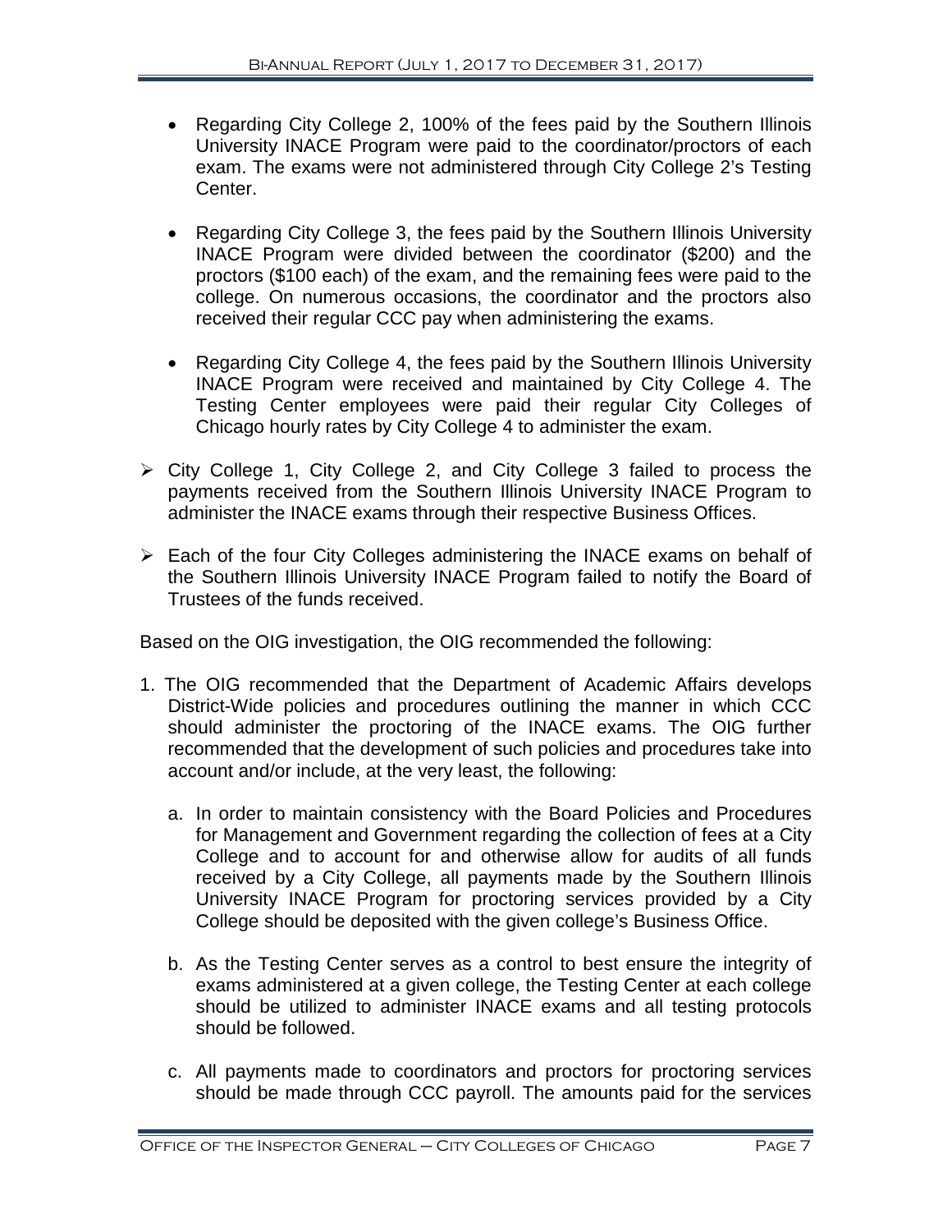- Regarding City College 2, 100% of the fees paid by the Southern Illinois University INACE Program were paid to the coordinator/proctors of each exam. The exams were not administered through City College 2's Testing Center.

  - Regarding City College 3, the fees paid by the Southern Illinois University INACE Program were divided between the coordinator ($200) and the proctors ($100 each) of the exam, and the remaining fees were paid to the college. On numerous occasions, the coordinator and the proctors also received their regular CCC pay when administering the exams.

  - Regarding City College 4, the fees paid by the Southern Illinois University INACE Program were received and maintained by City College 4. The Testing Center employees were paid their regular City Colleges of Chicago hourly rates by City College 4 to administer the exam.

- City College 1, City College 2, and City College 3 failed to process the payments received from the Southern Illinois University INACE Program to administer the INACE exams through their respective Business Offices.

- Each of the four City Colleges administering the INACE exams on behalf of the Southern Illinois University INACE Program failed to notify the Board of Trustees of the funds received.

Based on the OIG investigation, the OIG recommended the following:

1. The OIG recommended that the Department of Academic Affairs develops District-Wide policies and procedures outlining the manner in which CCC should administer the proctoring of the INACE exams. The OIG further recommended that the development of such policies and procedures take into account and/or include, at the very least, the following:

   a. In order to maintain consistency with the Board Policies and Procedures for Management and Government regarding the collection of fees at a City College and to account for and otherwise allow for audits of all funds received by a City College, all payments made by the Southern Illinois University INACE Program for proctoring services provided by a City College should be deposited with the given college's Business Office.

   b. As the Testing Center serves as a control to best ensure the integrity of exams administered at a given college, the Testing Center at each college should be utilized to administer INACE exams and all testing protocols should be followed.

   c. All payments made to coordinators and proctors for proctoring services should be made through CCC payroll. The amounts paid for the services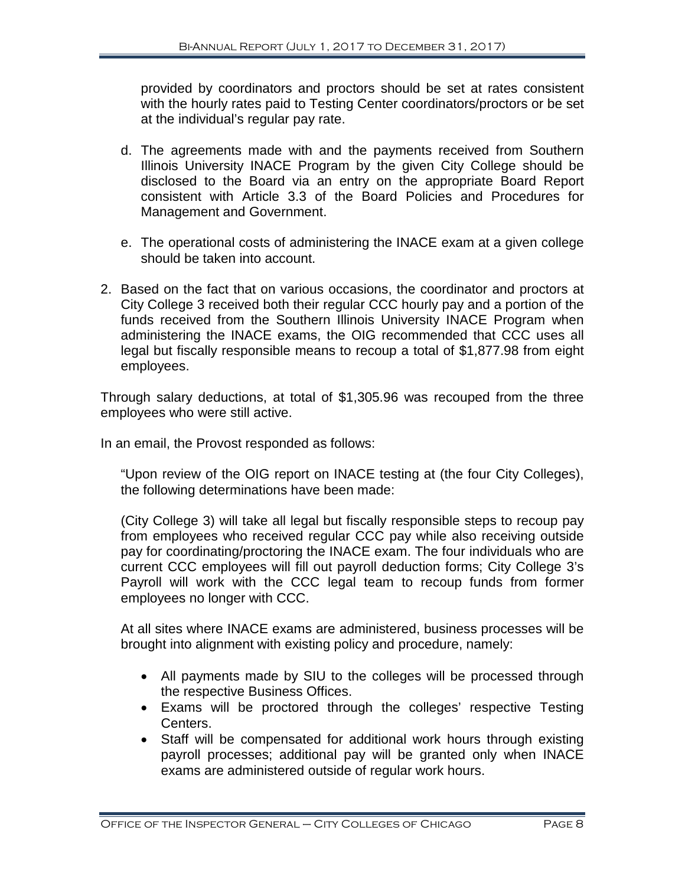provided by coordinators and proctors should be set at rates consistent with the hourly rates paid to Testing Center coordinators/proctors or be set at the individual's regular pay rate.

d. The agreements made with and the payments received from Southern Illinois University INACE Program by the given City College should be disclosed to the Board via an entry on the appropriate Board Report consistent with Article 3.3 of the Board Policies and Procedures for Management and Government.

e. The operational costs of administering the INACE exam at a given college should be taken into account.

2. Based on the fact that on various occasions, the coordinator and proctors at City College 3 received both their regular CCC hourly pay and a portion of the funds received from the Southern Illinois University INACE Program when administering the INACE exams, the OIG recommended that CCC uses all legal but fiscally responsible means to recoup a total of $1,877.98 from eight employees.

Through salary deductions, at total of $1,305.96 was recouped from the three employees who were still active.

In an email, the Provost responded as follows:

> "Upon review of the OIG report on INACE testing at (the four City Colleges), the following determinations have been made:
>
> (City College 3) will take all legal but fiscally responsible steps to recoup pay from employees who received regular CCC pay while also receiving outside pay for coordinating/proctoring the INACE exam. The four individuals who are current CCC employees will fill out payroll deduction forms; City College 3's Payroll will work with the CCC legal team to recoup funds from former employees no longer with CCC.
>
> At all sites where INACE exams are administered, business processes will be brought into alignment with existing policy and procedure, namely:
>
> - All payments made by SIU to the colleges will be processed through the respective Business Offices.
> - Exams will be proctored through the colleges' respective Testing Centers.
> - Staff will be compensated for additional work hours through existing payroll processes; additional pay will be granted only when INACE exams are administered outside of regular work hours.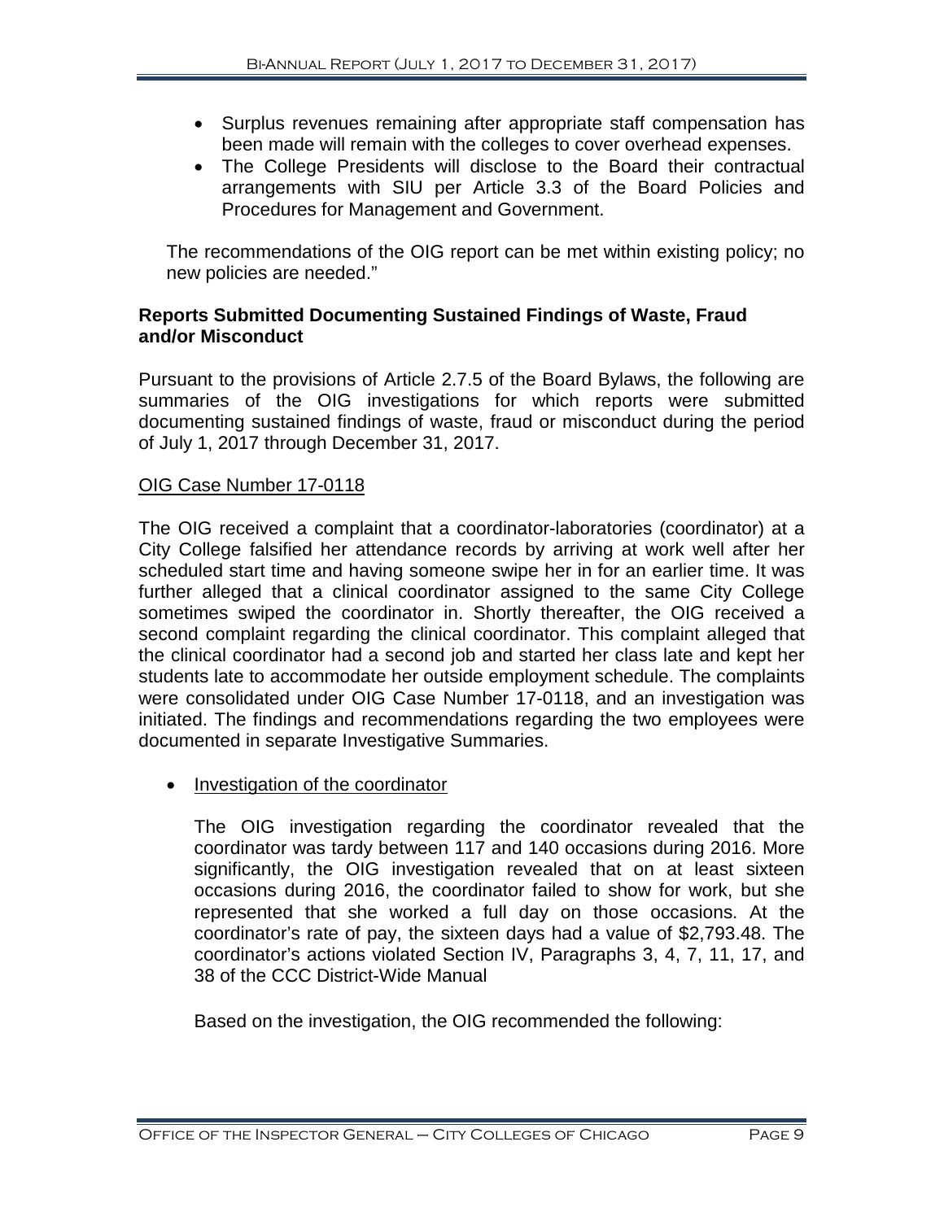- Surplus revenues remaining after appropriate staff compensation has been made will remain with the colleges to cover overhead expenses.
- The College Presidents will disclose to the Board their contractual arrangements with SIU per Article 3.3 of the Board Policies and Procedures for Management and Government.

The recommendations of the OIG report can be met within existing policy; no new policies are needed."

**Reports Submitted Documenting Sustained Findings of Waste, Fraud and/or Misconduct**

Pursuant to the provisions of Article 2.7.5 of the Board Bylaws, the following are summaries of the OIG investigations for which reports were submitted documenting sustained findings of waste, fraud or misconduct during the period of July 1, 2017 through December 31, 2017.

OIG Case Number 17-0118

The OIG received a complaint that a coordinator-laboratories (coordinator) at a City College falsified her attendance records by arriving at work well after her scheduled start time and having someone swipe her in for an earlier time. It was further alleged that a clinical coordinator assigned to the same City College sometimes swiped the coordinator in. Shortly thereafter, the OIG received a second complaint regarding the clinical coordinator. This complaint alleged that the clinical coordinator had a second job and started her class late and kept her students late to accommodate her outside employment schedule. The complaints were consolidated under OIG Case Number 17-0118, and an investigation was initiated. The findings and recommendations regarding the two employees were documented in separate Investigative Summaries.

- Investigation of the coordinator

  The OIG investigation regarding the coordinator revealed that the coordinator was tardy between 117 and 140 occasions during 2016. More significantly, the OIG investigation revealed that on at least sixteen occasions during 2016, the coordinator failed to show for work, but she represented that she worked a full day on those occasions. At the coordinator's rate of pay, the sixteen days had a value of $2,793.48. The coordinator's actions violated Section IV, Paragraphs 3, 4, 7, 11, 17, and 38 of the CCC District-Wide Manual

  Based on the investigation, the OIG recommended the following: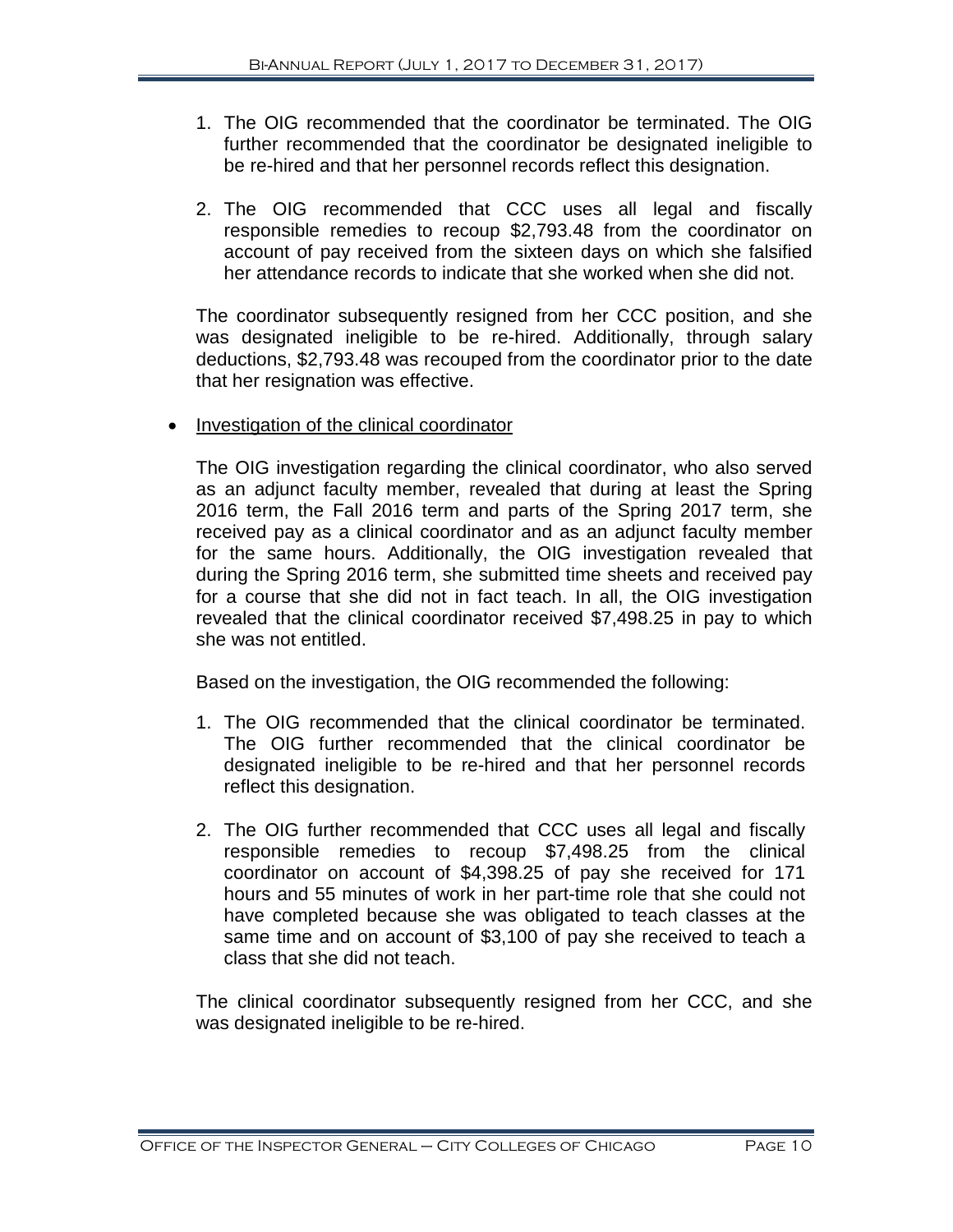1. The OIG recommended that the coordinator be terminated. The OIG further recommended that the coordinator be designated ineligible to be re-hired and that her personnel records reflect this designation.

2. The OIG recommended that CCC uses all legal and fiscally responsible remedies to recoup $2,793.48 from the coordinator on account of pay received from the sixteen days on which she falsified her attendance records to indicate that she worked when she did not.

The coordinator subsequently resigned from her CCC position, and she was designated ineligible to be re-hired. Additionally, through salary deductions, $2,793.48 was recouped from the coordinator prior to the date that her resignation was effective.

- Investigation of the clinical coordinator

The OIG investigation regarding the clinical coordinator, who also served as an adjunct faculty member, revealed that during at least the Spring 2016 term, the Fall 2016 term and parts of the Spring 2017 term, she received pay as a clinical coordinator and as an adjunct faculty member for the same hours. Additionally, the OIG investigation revealed that during the Spring 2016 term, she submitted time sheets and received pay for a course that she did not in fact teach. In all, the OIG investigation revealed that the clinical coordinator received $7,498.25 in pay to which she was not entitled.

Based on the investigation, the OIG recommended the following:

1. The OIG recommended that the clinical coordinator be terminated. The OIG further recommended that the clinical coordinator be designated ineligible to be re-hired and that her personnel records reflect this designation.

2. The OIG further recommended that CCC uses all legal and fiscally responsible remedies to recoup $7,498.25 from the clinical coordinator on account of $4,398.25 of pay she received for 171 hours and 55 minutes of work in her part-time role that she could not have completed because she was obligated to teach classes at the same time and on account of $3,100 of pay she received to teach a class that she did not teach.

The clinical coordinator subsequently resigned from her CCC, and she was designated ineligible to be re-hired.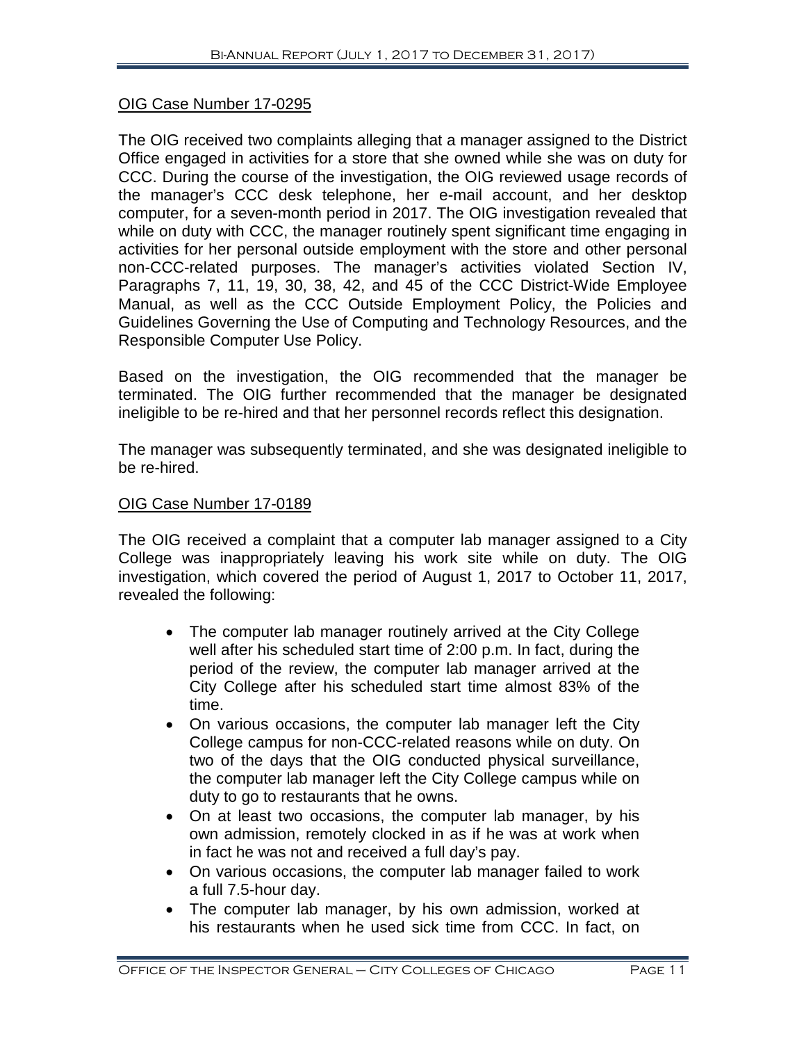OIG Case Number 17-0295

The OIG received two complaints alleging that a manager assigned to the District Office engaged in activities for a store that she owned while she was on duty for CCC. During the course of the investigation, the OIG reviewed usage records of the manager's CCC desk telephone, her e-mail account, and her desktop computer, for a seven-month period in 2017. The OIG investigation revealed that while on duty with CCC, the manager routinely spent significant time engaging in activities for her personal outside employment with the store and other personal non-CCC-related purposes. The manager's activities violated Section IV, Paragraphs 7, 11, 19, 30, 38, 42, and 45 of the CCC District-Wide Employee Manual, as well as the CCC Outside Employment Policy, the Policies and Guidelines Governing the Use of Computing and Technology Resources, and the Responsible Computer Use Policy.

Based on the investigation, the OIG recommended that the manager be terminated. The OIG further recommended that the manager be designated ineligible to be re-hired and that her personnel records reflect this designation.

The manager was subsequently terminated, and she was designated ineligible to be re-hired.

OIG Case Number 17-0189

The OIG received a complaint that a computer lab manager assigned to a City College was inappropriately leaving his work site while on duty. The OIG investigation, which covered the period of August 1, 2017 to October 11, 2017, revealed the following:

- The computer lab manager routinely arrived at the City College well after his scheduled start time of 2:00 p.m. In fact, during the period of the review, the computer lab manager arrived at the City College after his scheduled start time almost 83% of the time.
- On various occasions, the computer lab manager left the City College campus for non-CCC-related reasons while on duty. On two of the days that the OIG conducted physical surveillance, the computer lab manager left the City College campus while on duty to go to restaurants that he owns.
- On at least two occasions, the computer lab manager, by his own admission, remotely clocked in as if he was at work when in fact he was not and received a full day's pay.
- On various occasions, the computer lab manager failed to work a full 7.5-hour day.
- The computer lab manager, by his own admission, worked at his restaurants when he used sick time from CCC. In fact, on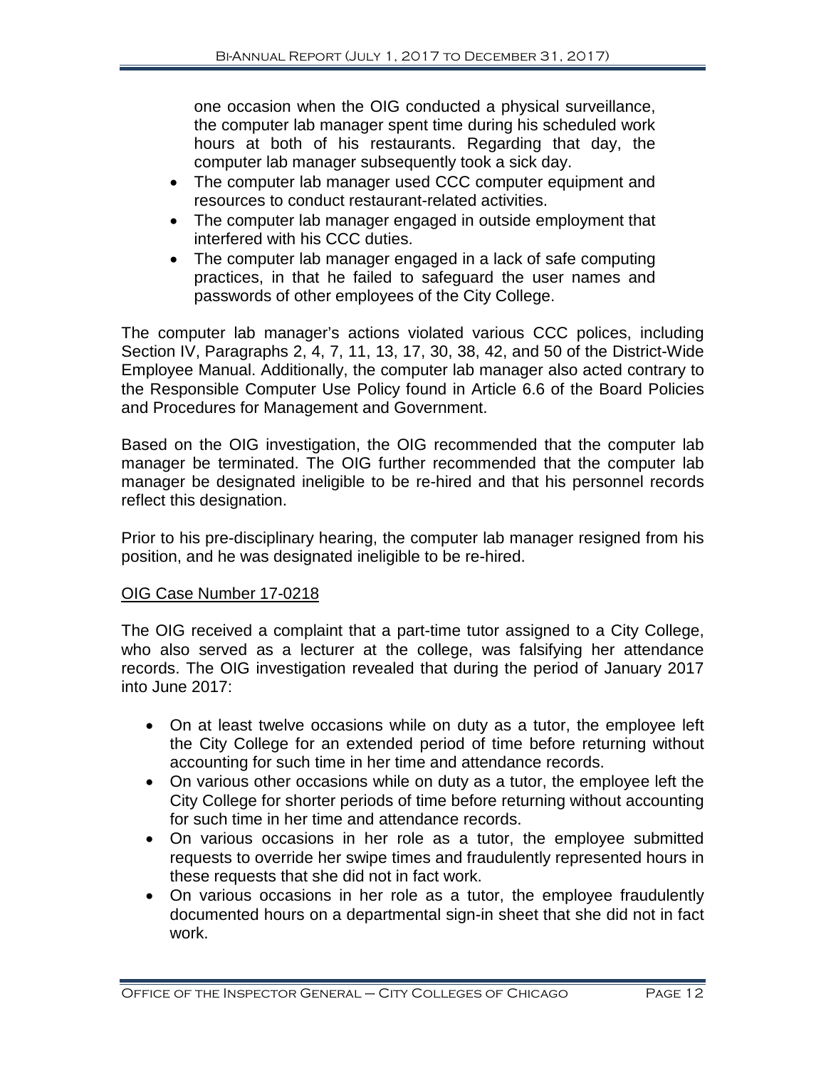one occasion when the OIG conducted a physical surveillance, the computer lab manager spent time during his scheduled work hours at both of his restaurants. Regarding that day, the computer lab manager subsequently took a sick day.

- The computer lab manager used CCC computer equipment and resources to conduct restaurant-related activities.
- The computer lab manager engaged in outside employment that interfered with his CCC duties.
- The computer lab manager engaged in a lack of safe computing practices, in that he failed to safeguard the user names and passwords of other employees of the City College.

The computer lab manager's actions violated various CCC polices, including Section IV, Paragraphs 2, 4, 7, 11, 13, 17, 30, 38, 42, and 50 of the District-Wide Employee Manual. Additionally, the computer lab manager also acted contrary to the Responsible Computer Use Policy found in Article 6.6 of the Board Policies and Procedures for Management and Government.

Based on the OIG investigation, the OIG recommended that the computer lab manager be terminated. The OIG further recommended that the computer lab manager be designated ineligible to be re-hired and that his personnel records reflect this designation.

Prior to his pre-disciplinary hearing, the computer lab manager resigned from his position, and he was designated ineligible to be re-hired.

OIG Case Number 17-0218

The OIG received a complaint that a part-time tutor assigned to a City College, who also served as a lecturer at the college, was falsifying her attendance records. The OIG investigation revealed that during the period of January 2017 into June 2017:

- On at least twelve occasions while on duty as a tutor, the employee left the City College for an extended period of time before returning without accounting for such time in her time and attendance records.
- On various other occasions while on duty as a tutor, the employee left the City College for shorter periods of time before returning without accounting for such time in her time and attendance records.
- On various occasions in her role as a tutor, the employee submitted requests to override her swipe times and fraudulently represented hours in these requests that she did not in fact work.
- On various occasions in her role as a tutor, the employee fraudulently documented hours on a departmental sign-in sheet that she did not in fact work.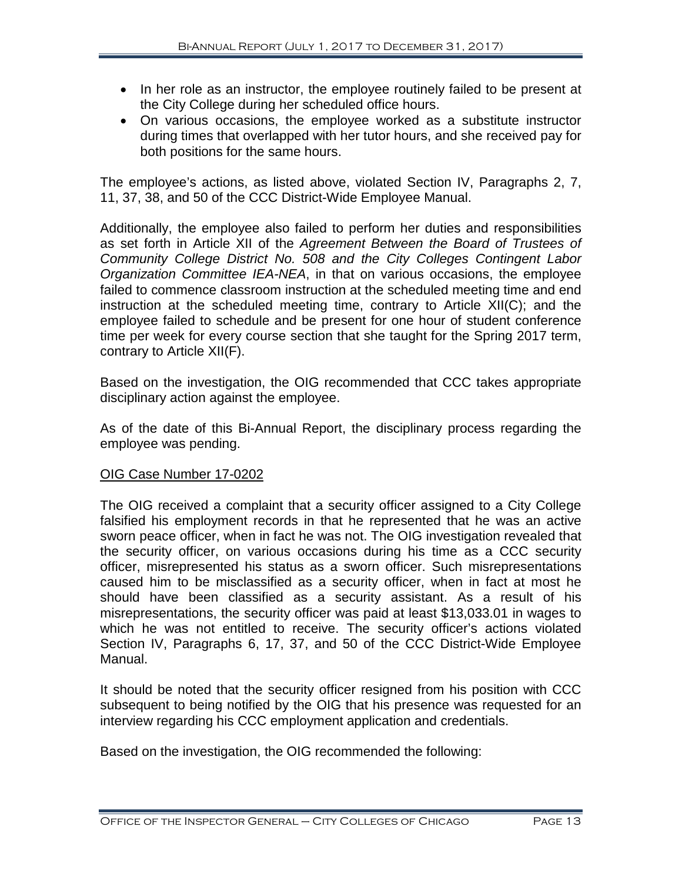- In her role as an instructor, the employee routinely failed to be present at the City College during her scheduled office hours.
- On various occasions, the employee worked as a substitute instructor during times that overlapped with her tutor hours, and she received pay for both positions for the same hours.

The employee's actions, as listed above, violated Section IV, Paragraphs 2, 7, 11, 37, 38, and 50 of the CCC District-Wide Employee Manual.

Additionally, the employee also failed to perform her duties and responsibilities as set forth in Article XII of the *Agreement Between the Board of Trustees of Community College District No. 508 and the City Colleges Contingent Labor Organization Committee IEA-NEA*, in that on various occasions, the employee failed to commence classroom instruction at the scheduled meeting time and end instruction at the scheduled meeting time, contrary to Article XII(C); and the employee failed to schedule and be present for one hour of student conference time per week for every course section that she taught for the Spring 2017 term, contrary to Article XII(F).

Based on the investigation, the OIG recommended that CCC takes appropriate disciplinary action against the employee.

As of the date of this Bi-Annual Report, the disciplinary process regarding the employee was pending.

<u>OIG Case Number 17-0202</u>

The OIG received a complaint that a security officer assigned to a City College falsified his employment records in that he represented that he was an active sworn peace officer, when in fact he was not. The OIG investigation revealed that the security officer, on various occasions during his time as a CCC security officer, misrepresented his status as a sworn officer. Such misrepresentations caused him to be misclassified as a security officer, when in fact at most he should have been classified as a security assistant. As a result of his misrepresentations, the security officer was paid at least $13,033.01 in wages to which he was not entitled to receive. The security officer's actions violated Section IV, Paragraphs 6, 17, 37, and 50 of the CCC District-Wide Employee Manual.

It should be noted that the security officer resigned from his position with CCC subsequent to being notified by the OIG that his presence was requested for an interview regarding his CCC employment application and credentials.

Based on the investigation, the OIG recommended the following: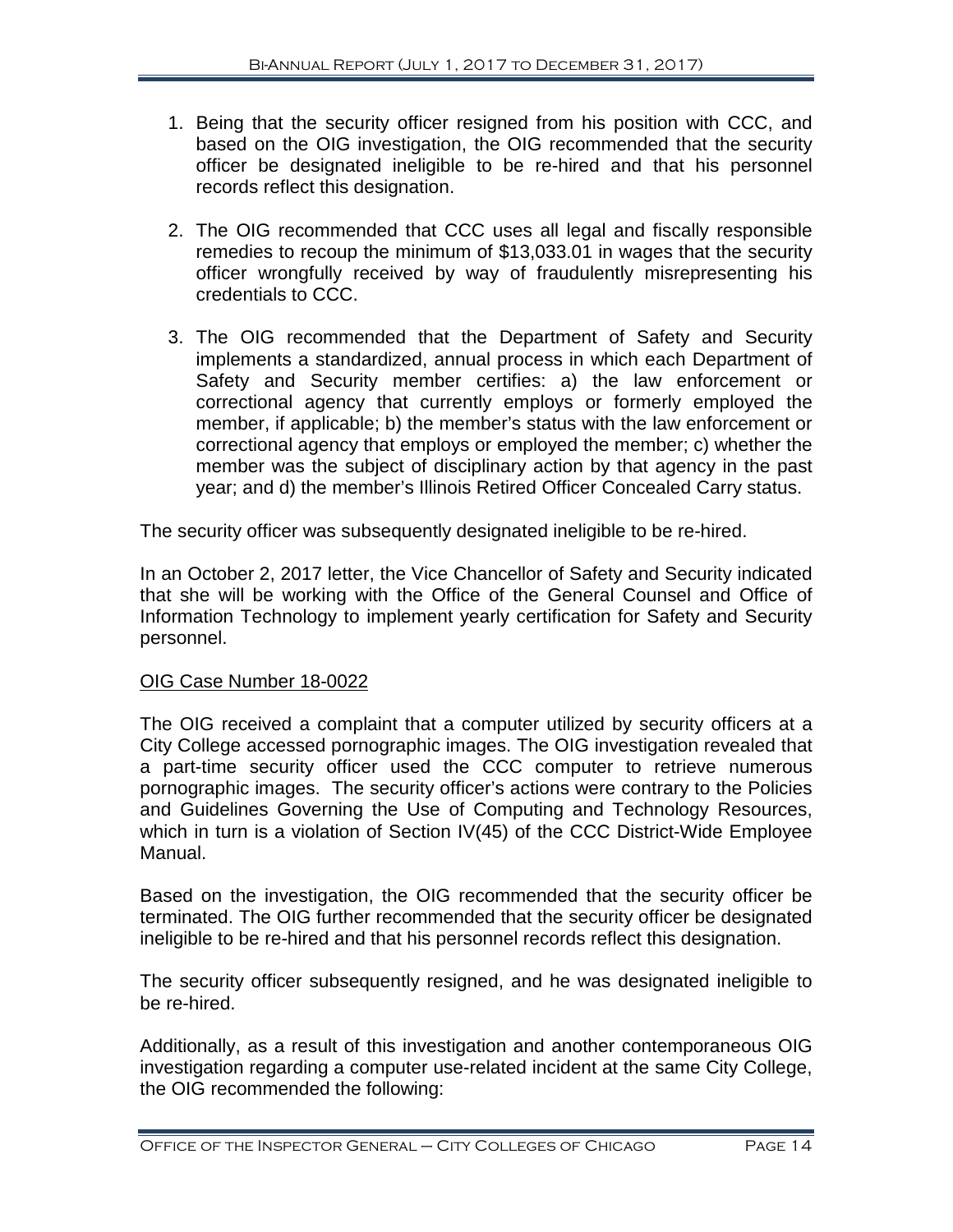1. Being that the security officer resigned from his position with CCC, and based on the OIG investigation, the OIG recommended that the security officer be designated ineligible to be re-hired and that his personnel records reflect this designation.

2. The OIG recommended that CCC uses all legal and fiscally responsible remedies to recoup the minimum of $13,033.01 in wages that the security officer wrongfully received by way of fraudulently misrepresenting his credentials to CCC.

3. The OIG recommended that the Department of Safety and Security implements a standardized, annual process in which each Department of Safety and Security member certifies: a) the law enforcement or correctional agency that currently employs or formerly employed the member, if applicable; b) the member's status with the law enforcement or correctional agency that employs or employed the member; c) whether the member was the subject of disciplinary action by that agency in the past year; and d) the member's Illinois Retired Officer Concealed Carry status.

The security officer was subsequently designated ineligible to be re-hired.

In an October 2, 2017 letter, the Vice Chancellor of Safety and Security indicated that she will be working with the Office of the General Counsel and Office of Information Technology to implement yearly certification for Safety and Security personnel.

<u>OIG Case Number 18-0022</u>

The OIG received a complaint that a computer utilized by security officers at a City College accessed pornographic images. The OIG investigation revealed that a part-time security officer used the CCC computer to retrieve numerous pornographic images. The security officer's actions were contrary to the Policies and Guidelines Governing the Use of Computing and Technology Resources, which in turn is a violation of Section IV(45) of the CCC District-Wide Employee Manual.

Based on the investigation, the OIG recommended that the security officer be terminated. The OIG further recommended that the security officer be designated ineligible to be re-hired and that his personnel records reflect this designation.

The security officer subsequently resigned, and he was designated ineligible to be re-hired.

Additionally, as a result of this investigation and another contemporaneous OIG investigation regarding a computer use-related incident at the same City College, the OIG recommended the following: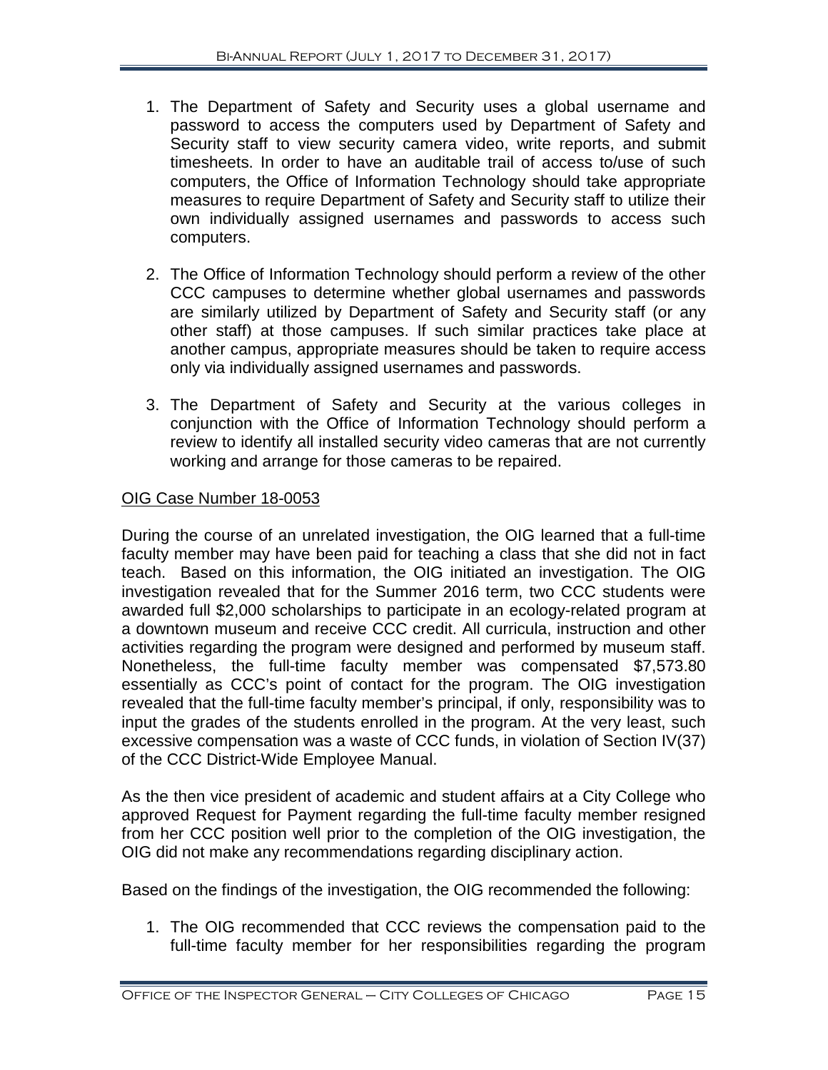1. The Department of Safety and Security uses a global username and password to access the computers used by Department of Safety and Security staff to view security camera video, write reports, and submit timesheets. In order to have an auditable trail of access to/use of such computers, the Office of Information Technology should take appropriate measures to require Department of Safety and Security staff to utilize their own individually assigned usernames and passwords to access such computers.

2. The Office of Information Technology should perform a review of the other CCC campuses to determine whether global usernames and passwords are similarly utilized by Department of Safety and Security staff (or any other staff) at those campuses. If such similar practices take place at another campus, appropriate measures should be taken to require access only via individually assigned usernames and passwords.

3. The Department of Safety and Security at the various colleges in conjunction with the Office of Information Technology should perform a review to identify all installed security video cameras that are not currently working and arrange for those cameras to be repaired.

<u>OIG Case Number 18-0053</u>

During the course of an unrelated investigation, the OIG learned that a full-time faculty member may have been paid for teaching a class that she did not in fact teach. Based on this information, the OIG initiated an investigation. The OIG investigation revealed that for the Summer 2016 term, two CCC students were awarded full $2,000 scholarships to participate in an ecology-related program at a downtown museum and receive CCC credit. All curricula, instruction and other activities regarding the program were designed and performed by museum staff. Nonetheless, the full-time faculty member was compensated $7,573.80 essentially as CCC's point of contact for the program. The OIG investigation revealed that the full-time faculty member's principal, if only, responsibility was to input the grades of the students enrolled in the program. At the very least, such excessive compensation was a waste of CCC funds, in violation of Section IV(37) of the CCC District-Wide Employee Manual.

As the then vice president of academic and student affairs at a City College who approved Request for Payment regarding the full-time faculty member resigned from her CCC position well prior to the completion of the OIG investigation, the OIG did not make any recommendations regarding disciplinary action.

Based on the findings of the investigation, the OIG recommended the following:

1. The OIG recommended that CCC reviews the compensation paid to the full-time faculty member for her responsibilities regarding the program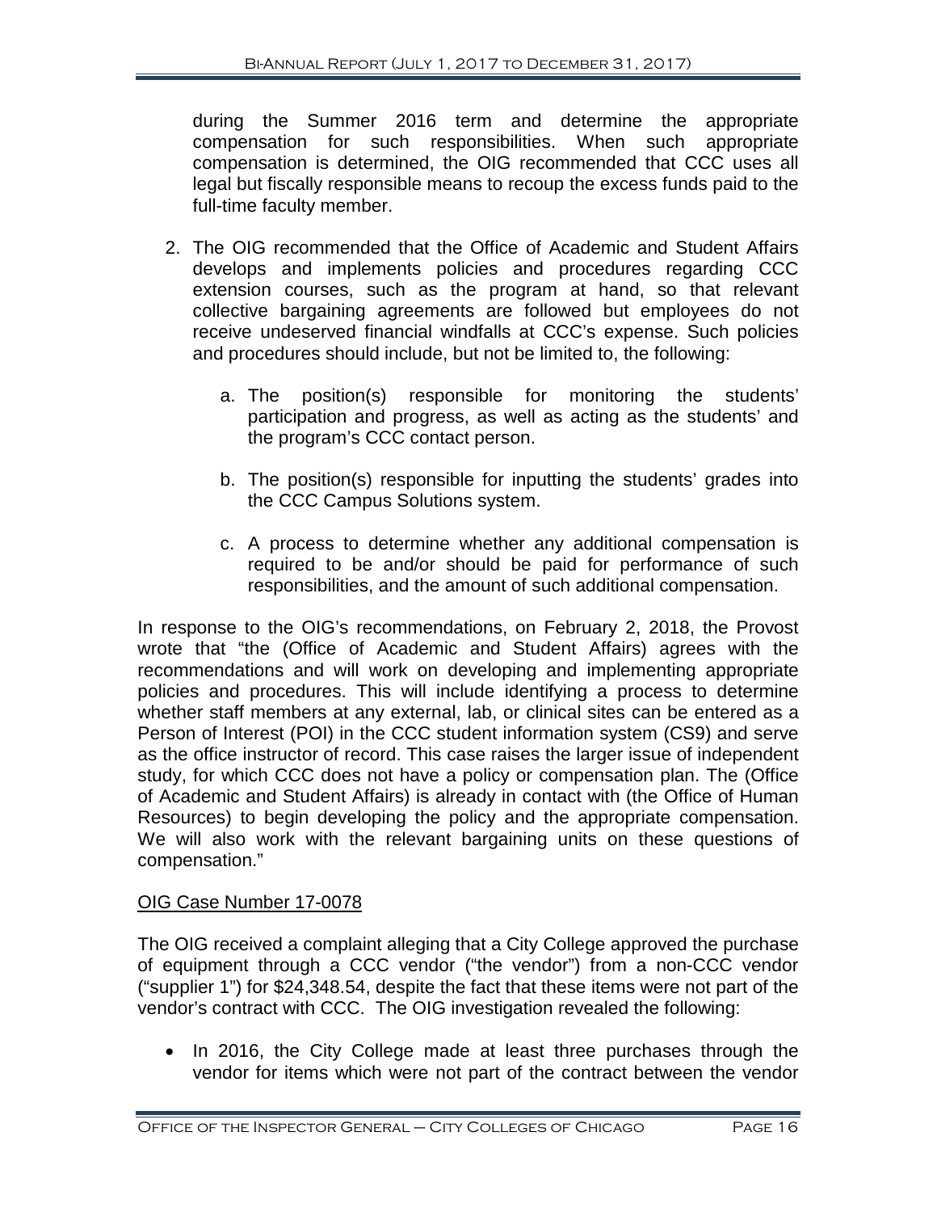during the Summer 2016 term and determine the appropriate compensation for such responsibilities. When such appropriate compensation is determined, the OIG recommended that CCC uses all legal but fiscally responsible means to recoup the excess funds paid to the full-time faculty member.

2. The OIG recommended that the Office of Academic and Student Affairs develops and implements policies and procedures regarding CCC extension courses, such as the program at hand, so that relevant collective bargaining agreements are followed but employees do not receive undeserved financial windfalls at CCC's expense. Such policies and procedures should include, but not be limited to, the following:

    a. The position(s) responsible for monitoring the students' participation and progress, as well as acting as the students' and the program's CCC contact person.

    b. The position(s) responsible for inputting the students' grades into the CCC Campus Solutions system.

    c. A process to determine whether any additional compensation is required to be and/or should be paid for performance of such responsibilities, and the amount of such additional compensation.

In response to the OIG's recommendations, on February 2, 2018, the Provost wrote that "the (Office of Academic and Student Affairs) agrees with the recommendations and will work on developing and implementing appropriate policies and procedures. This will include identifying a process to determine whether staff members at any external, lab, or clinical sites can be entered as a Person of Interest (POI) in the CCC student information system (CS9) and serve as the office instructor of record. This case raises the larger issue of independent study, for which CCC does not have a policy or compensation plan. The (Office of Academic and Student Affairs) is already in contact with (the Office of Human Resources) to begin developing the policy and the appropriate compensation. We will also work with the relevant bargaining units on these questions of compensation."

<u>OIG Case Number 17-0078</u>

The OIG received a complaint alleging that a City College approved the purchase of equipment through a CCC vendor ("the vendor") from a non-CCC vendor ("supplier 1") for $24,348.54, despite the fact that these items were not part of the vendor's contract with CCC. The OIG investigation revealed the following:

- In 2016, the City College made at least three purchases through the vendor for items which were not part of the contract between the vendor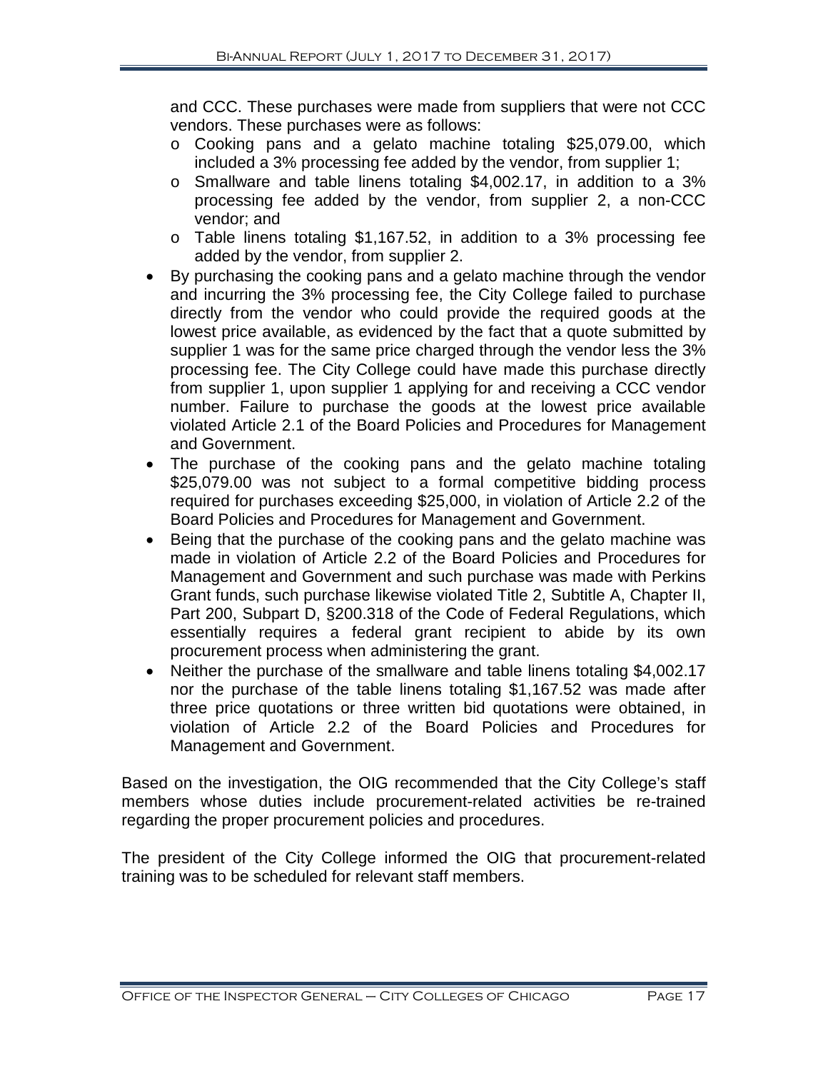and CCC. These purchases were made from suppliers that were not CCC vendors. These purchases were as follows:
  - Cooking pans and a gelato machine totaling $25,079.00, which included a 3% processing fee added by the vendor, from supplier 1;
  - Smallware and table linens totaling $4,002.17, in addition to a 3% processing fee added by the vendor, from supplier 2, a non-CCC vendor; and
  - Table linens totaling $1,167.52, in addition to a 3% processing fee added by the vendor, from supplier 2.
- By purchasing the cooking pans and a gelato machine through the vendor and incurring the 3% processing fee, the City College failed to purchase directly from the vendor who could provide the required goods at the lowest price available, as evidenced by the fact that a quote submitted by supplier 1 was for the same price charged through the vendor less the 3% processing fee. The City College could have made this purchase directly from supplier 1, upon supplier 1 applying for and receiving a CCC vendor number. Failure to purchase the goods at the lowest price available violated Article 2.1 of the Board Policies and Procedures for Management and Government.
- The purchase of the cooking pans and the gelato machine totaling $25,079.00 was not subject to a formal competitive bidding process required for purchases exceeding $25,000, in violation of Article 2.2 of the Board Policies and Procedures for Management and Government.
- Being that the purchase of the cooking pans and the gelato machine was made in violation of Article 2.2 of the Board Policies and Procedures for Management and Government and such purchase was made with Perkins Grant funds, such purchase likewise violated Title 2, Subtitle A, Chapter II, Part 200, Subpart D, §200.318 of the Code of Federal Regulations, which essentially requires a federal grant recipient to abide by its own procurement process when administering the grant.
- Neither the purchase of the smallware and table linens totaling $4,002.17 nor the purchase of the table linens totaling $1,167.52 was made after three price quotations or three written bid quotations were obtained, in violation of Article 2.2 of the Board Policies and Procedures for Management and Government.

Based on the investigation, the OIG recommended that the City College's staff members whose duties include procurement-related activities be re-trained regarding the proper procurement policies and procedures.

The president of the City College informed the OIG that procurement-related training was to be scheduled for relevant staff members.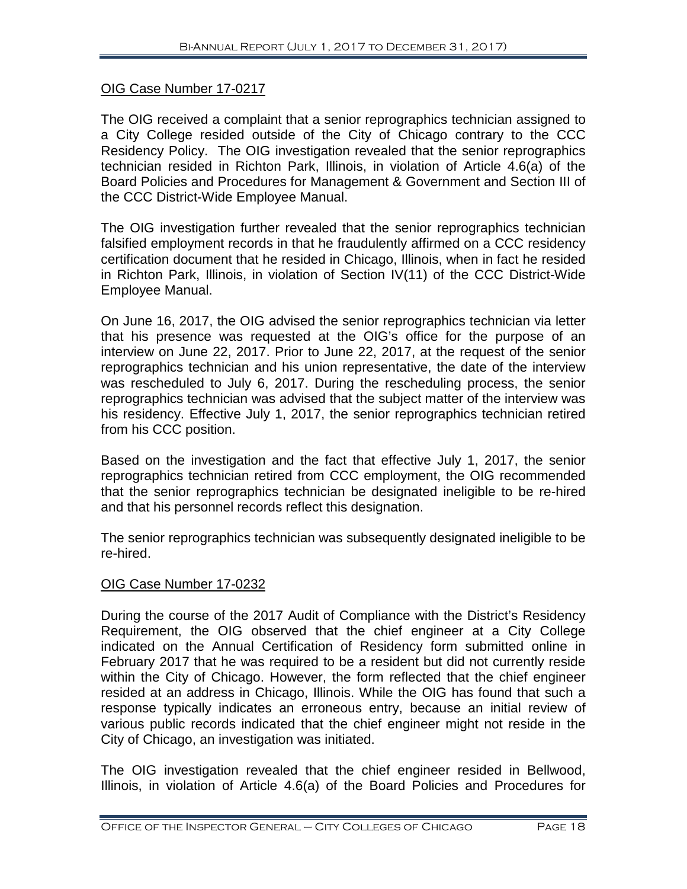OIG Case Number 17-0217

The OIG received a complaint that a senior reprographics technician assigned to a City College resided outside of the City of Chicago contrary to the CCC Residency Policy. The OIG investigation revealed that the senior reprographics technician resided in Richton Park, Illinois, in violation of Article 4.6(a) of the Board Policies and Procedures for Management & Government and Section III of the CCC District-Wide Employee Manual.

The OIG investigation further revealed that the senior reprographics technician falsified employment records in that he fraudulently affirmed on a CCC residency certification document that he resided in Chicago, Illinois, when in fact he resided in Richton Park, Illinois, in violation of Section IV(11) of the CCC District-Wide Employee Manual.

On June 16, 2017, the OIG advised the senior reprographics technician via letter that his presence was requested at the OIG's office for the purpose of an interview on June 22, 2017. Prior to June 22, 2017, at the request of the senior reprographics technician and his union representative, the date of the interview was rescheduled to July 6, 2017. During the rescheduling process, the senior reprographics technician was advised that the subject matter of the interview was his residency. Effective July 1, 2017, the senior reprographics technician retired from his CCC position.

Based on the investigation and the fact that effective July 1, 2017, the senior reprographics technician retired from CCC employment, the OIG recommended that the senior reprographics technician be designated ineligible to be re-hired and that his personnel records reflect this designation.

The senior reprographics technician was subsequently designated ineligible to be re-hired.

OIG Case Number 17-0232

During the course of the 2017 Audit of Compliance with the District's Residency Requirement, the OIG observed that the chief engineer at a City College indicated on the Annual Certification of Residency form submitted online in February 2017 that he was required to be a resident but did not currently reside within the City of Chicago. However, the form reflected that the chief engineer resided at an address in Chicago, Illinois. While the OIG has found that such a response typically indicates an erroneous entry, because an initial review of various public records indicated that the chief engineer might not reside in the City of Chicago, an investigation was initiated.

The OIG investigation revealed that the chief engineer resided in Bellwood, Illinois, in violation of Article 4.6(a) of the Board Policies and Procedures for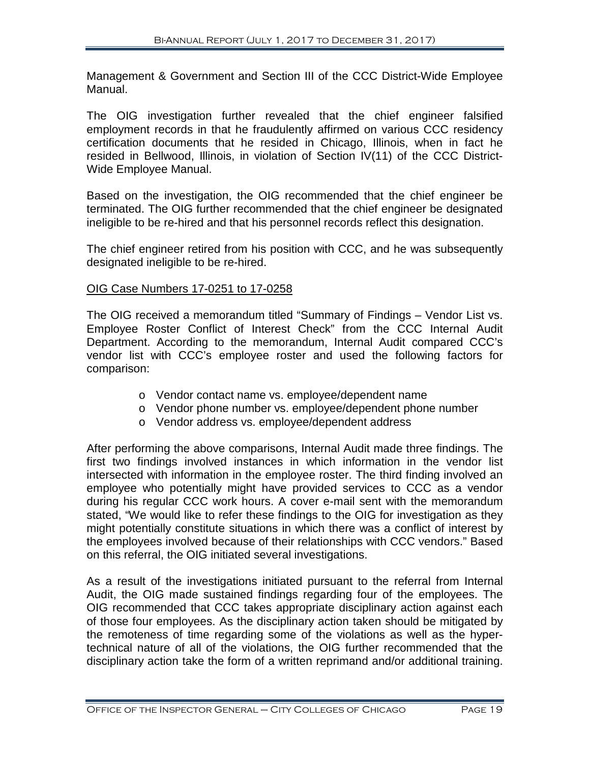Management & Government and Section III of the CCC District-Wide Employee Manual.

The OIG investigation further revealed that the chief engineer falsified employment records in that he fraudulently affirmed on various CCC residency certification documents that he resided in Chicago, Illinois, when in fact he resided in Bellwood, Illinois, in violation of Section IV(11) of the CCC District-Wide Employee Manual.

Based on the investigation, the OIG recommended that the chief engineer be terminated. The OIG further recommended that the chief engineer be designated ineligible to be re-hired and that his personnel records reflect this designation.

The chief engineer retired from his position with CCC, and he was subsequently designated ineligible to be re-hired.

OIG Case Numbers 17-0251 to 17-0258

The OIG received a memorandum titled "Summary of Findings – Vendor List vs. Employee Roster Conflict of Interest Check" from the CCC Internal Audit Department. According to the memorandum, Internal Audit compared CCC's vendor list with CCC's employee roster and used the following factors for comparison:

- Vendor contact name vs. employee/dependent name
- Vendor phone number vs. employee/dependent phone number
- Vendor address vs. employee/dependent address

After performing the above comparisons, Internal Audit made three findings. The first two findings involved instances in which information in the vendor list intersected with information in the employee roster. The third finding involved an employee who potentially might have provided services to CCC as a vendor during his regular CCC work hours. A cover e-mail sent with the memorandum stated, "We would like to refer these findings to the OIG for investigation as they might potentially constitute situations in which there was a conflict of interest by the employees involved because of their relationships with CCC vendors." Based on this referral, the OIG initiated several investigations.

As a result of the investigations initiated pursuant to the referral from Internal Audit, the OIG made sustained findings regarding four of the employees. The OIG recommended that CCC takes appropriate disciplinary action against each of those four employees. As the disciplinary action taken should be mitigated by the remoteness of time regarding some of the violations as well as the hyper-technical nature of all of the violations, the OIG further recommended that the disciplinary action take the form of a written reprimand and/or additional training.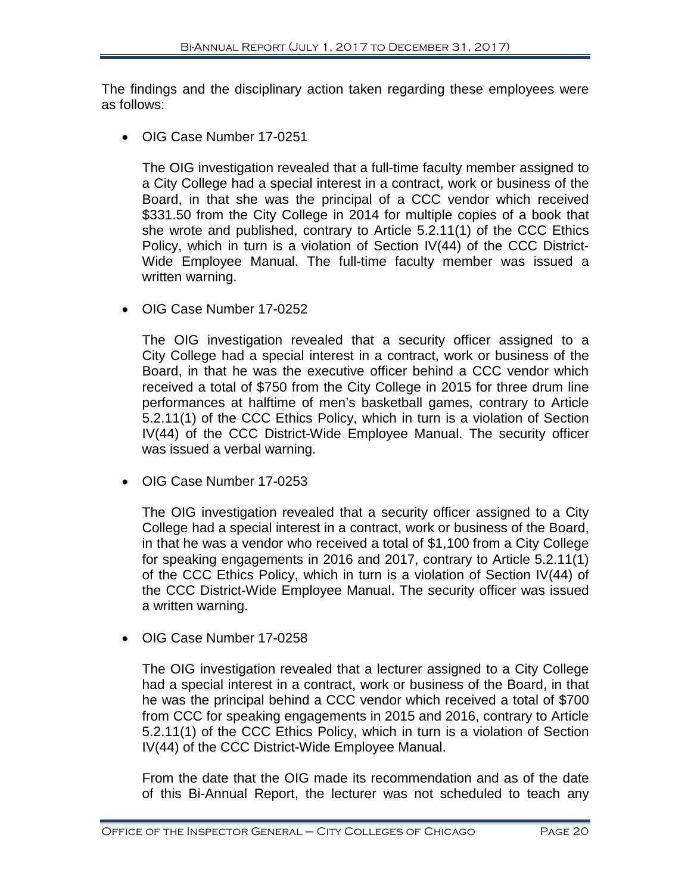The findings and the disciplinary action taken regarding these employees were as follows:

- OIG Case Number 17-0251

  The OIG investigation revealed that a full-time faculty member assigned to a City College had a special interest in a contract, work or business of the Board, in that she was the principal of a CCC vendor which received $331.50 from the City College in 2014 for multiple copies of a book that she wrote and published, contrary to Article 5.2.11(1) of the CCC Ethics Policy, which in turn is a violation of Section IV(44) of the CCC District-Wide Employee Manual. The full-time faculty member was issued a written warning.

- OIG Case Number 17-0252

  The OIG investigation revealed that a security officer assigned to a City College had a special interest in a contract, work or business of the Board, in that he was the executive officer behind a CCC vendor which received a total of $750 from the City College in 2015 for three drum line performances at halftime of men's basketball games, contrary to Article 5.2.11(1) of the CCC Ethics Policy, which in turn is a violation of Section IV(44) of the CCC District-Wide Employee Manual. The security officer was issued a verbal warning.

- OIG Case Number 17-0253

  The OIG investigation revealed that a security officer assigned to a City College had a special interest in a contract, work or business of the Board, in that he was a vendor who received a total of $1,100 from a City College for speaking engagements in 2016 and 2017, contrary to Article 5.2.11(1) of the CCC Ethics Policy, which in turn is a violation of Section IV(44) of the CCC District-Wide Employee Manual. The security officer was issued a written warning.

- OIG Case Number 17-0258

  The OIG investigation revealed that a lecturer assigned to a City College had a special interest in a contract, work or business of the Board, in that he was the principal behind a CCC vendor which received a total of $700 from CCC for speaking engagements in 2015 and 2016, contrary to Article 5.2.11(1) of the CCC Ethics Policy, which in turn is a violation of Section IV(44) of the CCC District-Wide Employee Manual.

  From the date that the OIG made its recommendation and as of the date of this Bi-Annual Report, the lecturer was not scheduled to teach any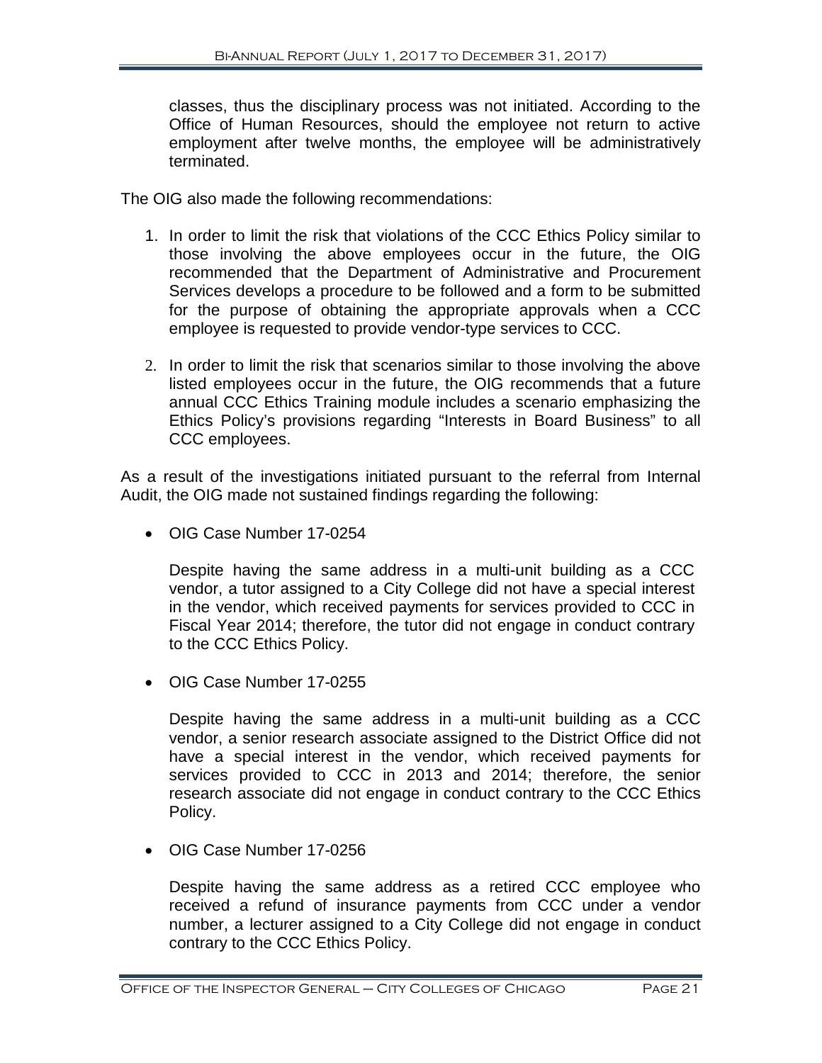classes, thus the disciplinary process was not initiated. According to the Office of Human Resources, should the employee not return to active employment after twelve months, the employee will be administratively terminated.

The OIG also made the following recommendations:

1. In order to limit the risk that violations of the CCC Ethics Policy similar to those involving the above employees occur in the future, the OIG recommended that the Department of Administrative and Procurement Services develops a procedure to be followed and a form to be submitted for the purpose of obtaining the appropriate approvals when a CCC employee is requested to provide vendor-type services to CCC.

2. In order to limit the risk that scenarios similar to those involving the above listed employees occur in the future, the OIG recommends that a future annual CCC Ethics Training module includes a scenario emphasizing the Ethics Policy's provisions regarding "Interests in Board Business" to all CCC employees.

As a result of the investigations initiated pursuant to the referral from Internal Audit, the OIG made not sustained findings regarding the following:

- OIG Case Number 17-0254

  Despite having the same address in a multi-unit building as a CCC vendor, a tutor assigned to a City College did not have a special interest in the vendor, which received payments for services provided to CCC in Fiscal Year 2014; therefore, the tutor did not engage in conduct contrary to the CCC Ethics Policy.

- OIG Case Number 17-0255

  Despite having the same address in a multi-unit building as a CCC vendor, a senior research associate assigned to the District Office did not have a special interest in the vendor, which received payments for services provided to CCC in 2013 and 2014; therefore, the senior research associate did not engage in conduct contrary to the CCC Ethics Policy.

- OIG Case Number 17-0256

  Despite having the same address as a retired CCC employee who received a refund of insurance payments from CCC under a vendor number, a lecturer assigned to a City College did not engage in conduct contrary to the CCC Ethics Policy.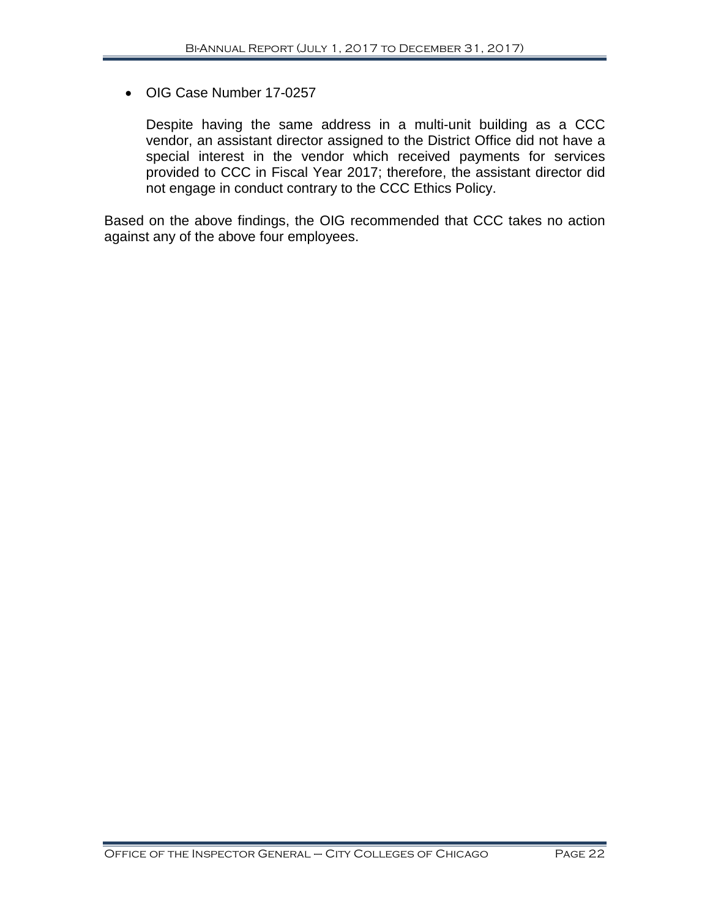- OIG Case Number 17-0257

  Despite having the same address in a multi-unit building as a CCC vendor, an assistant director assigned to the District Office did not have a special interest in the vendor which received payments for services provided to CCC in Fiscal Year 2017; therefore, the assistant director did not engage in conduct contrary to the CCC Ethics Policy.

Based on the above findings, the OIG recommended that CCC takes no action against any of the above four employees.